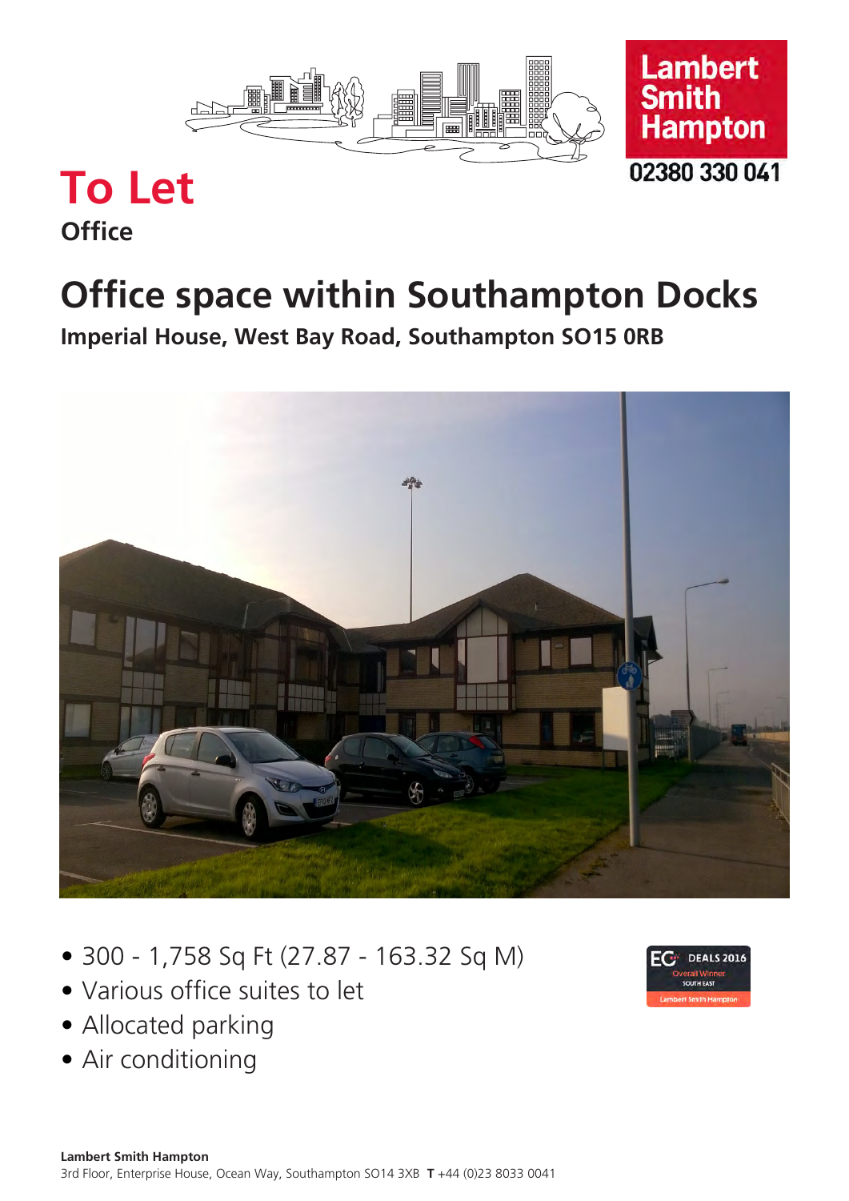Lambert Smith Hampton

02380 330 041

# To Let

**Office**

# Office space within Southampton Docks

**Imperial House, West Bay Road, Southampton SO15 0RB**

- 300 - 1,758 Sq Ft (27.87 - 163.32 Sq M)
- Various office suites to let
- Allocated parking
- Air conditioning

EG DEALS 2016 Overall Winner SOUTH EAST Lambert Smith Hampton

**Lambert Smith Hampton**
3rd Floor, Enterprise House, Ocean Way, Southampton SO14 3XB **T** +44 (0)23 8033 0041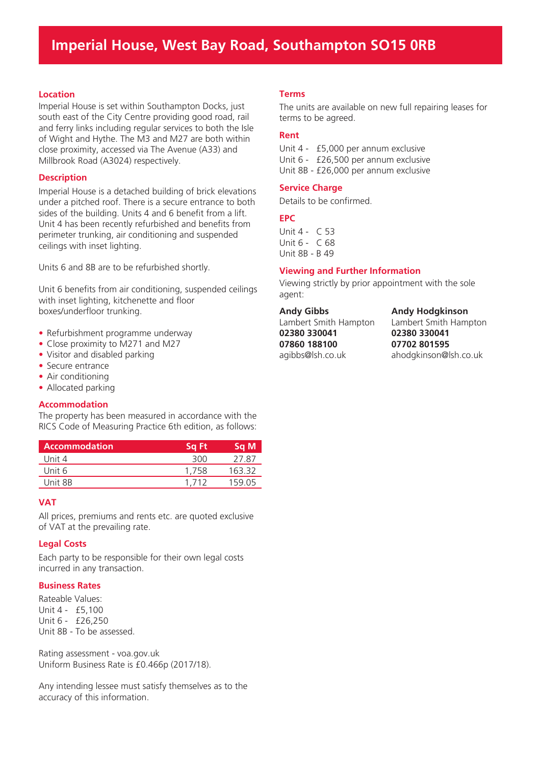# Imperial House, West Bay Road, Southampton SO15 0RB

## Location

Imperial House is set within Southampton Docks, just south east of the City Centre providing good road, rail and ferry links including regular services to both the Isle of Wight and Hythe. The M3 and M27 are both within close proximity, accessed via The Avenue (A33) and Millbrook Road (A3024) respectively.

## Description

Imperial House is a detached building of brick elevations under a pitched roof. There is a secure entrance to both sides of the building. Units 4 and 6 benefit from a lift. Unit 4 has been recently refurbished and benefits from perimeter trunking, air conditioning and suspended ceilings with inset lighting.

Units 6 and 8B are to be refurbished shortly.

Unit 6 benefits from air conditioning, suspended ceilings with inset lighting, kitchenette and floor boxes/underfloor trunking.

- Refurbishment programme underway
- Close proximity to M271 and M27
- Visitor and disabled parking
- Secure entrance
- Air conditioning
- Allocated parking

## Accommodation

The property has been measured in accordance with the RICS Code of Measuring Practice 6th edition, as follows:

| Accommodation | Sq Ft | Sq M |
|---|---|---|
| Unit 4 | 300 | 27.87 |
| Unit 6 | 1,758 | 163.32 |
| Unit 8B | 1,712 | 159.05 |

## VAT

All prices, premiums and rents etc. are quoted exclusive of VAT at the prevailing rate.

## Legal Costs

Each party to be responsible for their own legal costs incurred in any transaction.

## Business Rates

Rateable Values:
Unit 4 - £5,100
Unit 6 - £26,250
Unit 8B - To be assessed.

Rating assessment - voa.gov.uk
Uniform Business Rate is £0.466p (2017/18).

Any intending lessee must satisfy themselves as to the accuracy of this information.

## Terms

The units are available on new full repairing leases for terms to be agreed.

## Rent

Unit 4 - £5,000 per annum exclusive
Unit 6 - £26,500 per annum exclusive
Unit 8B - £26,000 per annum exclusive

## Service Charge

Details to be confirmed.

## EPC

Unit 4 - C 53
Unit 6 - C 68
Unit 8B - B 49

## Viewing and Further Information

Viewing strictly by prior appointment with the sole agent:

**Andy Gibbs**
Lambert Smith Hampton
**02380 330041**
**07860 188100**
agibbs@lsh.co.uk

**Andy Hodgkinson**
Lambert Smith Hampton
**02380 330041**
**07702 801595**
ahodgkinson@lsh.co.uk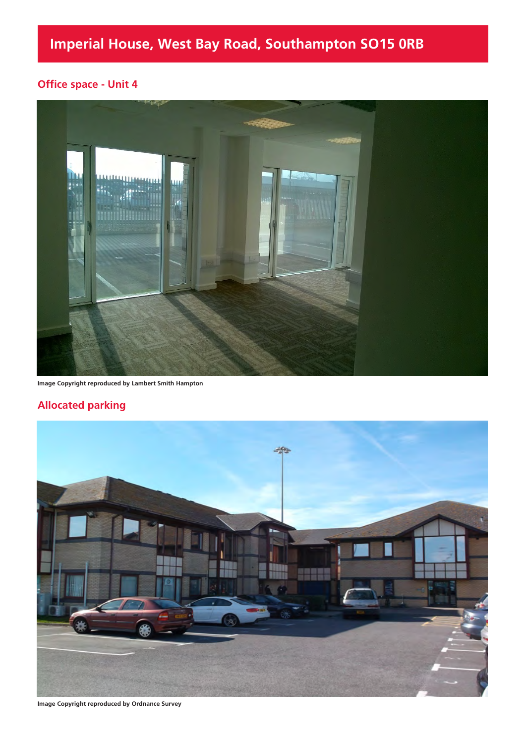# Imperial House, West Bay Road, Southampton SO15 0RB

## Office space - Unit 4

Image Copyright reproduced by Lambert Smith Hampton

## Allocated parking

Image Copyright reproduced by Ordnance Survey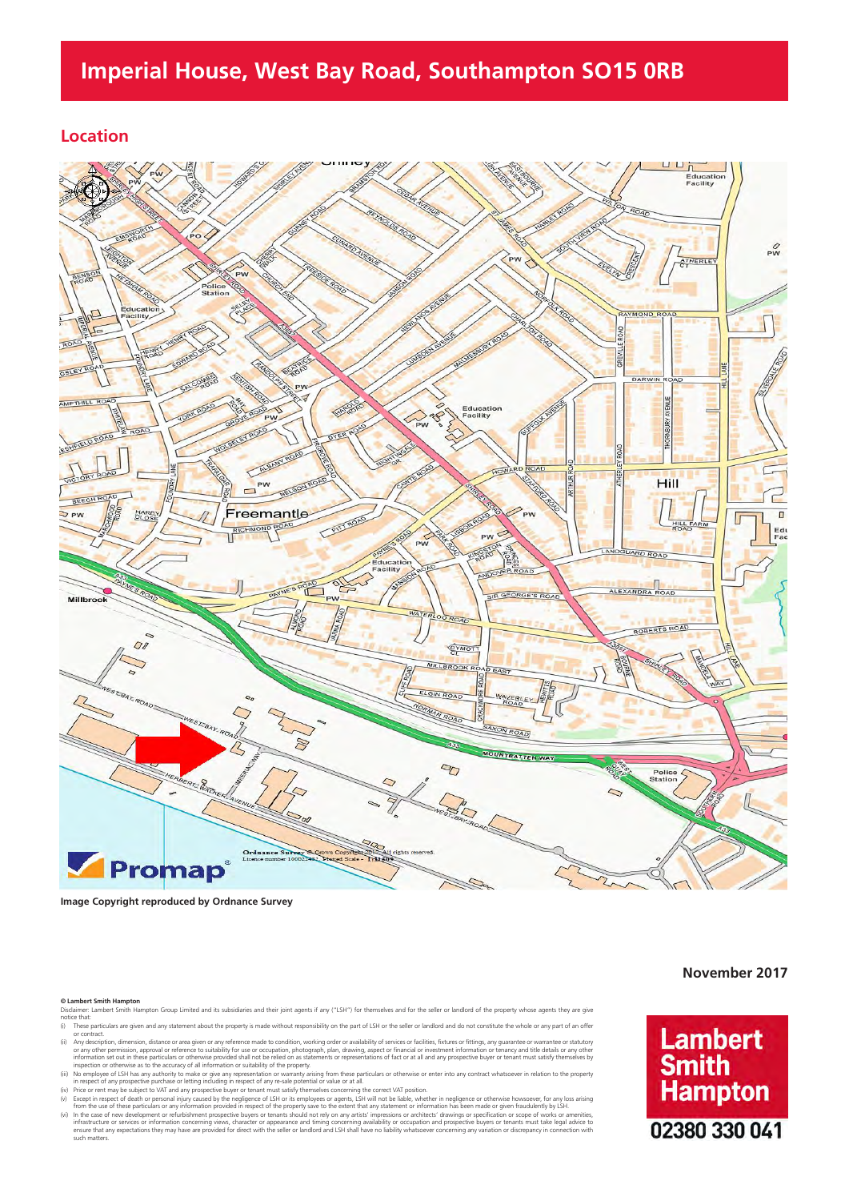# Imperial House, West Bay Road, Southampton SO15 0RB

## Location

Image Copyright reproduced by Ordnance Survey

November 2017

**© Lambert Smith Hampton**

Disclaimer: Lambert Smith Hampton Group Limited and its subsidiaries and their joint agents if any ("LSH") for themselves and for the seller or landlord of the property whose agents they are give notice that:

(i) These particulars are given and any statement about the property is made without responsibility on the part of LSH or the seller or landlord and do not constitute the whole or any part of an offer or contract.

(ii) Any description, dimension, distance or area given or any reference made to condition, working order or availability of services or facilities, fixtures or fittings, any guarantee or warrantee or statutory or any other permission, approval or reference to suitability for use or occupation, photograph, plan, drawing, aspect or financial or investment information or tenancy and title details or any other information set out in these particulars or otherwise provided shall not be relied on as statements or representations of fact or at all and any prospective buyer or tenant must satisfy themselves by inspection or otherwise as to the accuracy of all information or suitability of the property.

(iii) No employee of LSH has any authority to make or give any representation or warranty arising from these particulars or otherwise or enter into any contract whatsoever in relation to the property in respect of any prospective purchase or letting including in respect of any re-sale potential or value or at all.

(iv) Price or rent may be subject to VAT and any prospective buyer or tenant must satisfy themselves concerning the correct VAT position.

(v) Except in respect of death or personal injury caused by the negligence of LSH or its employees or agents, LSH will not be liable, whether in negligence or otherwise howsoever, for any loss arising from the use of these particulars or any information provided in respect of the property save to the extent that any statement or information has been made or given fraudulently by LSH.

(vi) In the case of new development or refurbishment prospective buyers or tenants should not rely on any artists' impressions or architects' drawings or specification or scope of works or amenities, infrastructure or services or information concerning views, character or appearance and timing concerning availability or occupation and prospective buyers or tenants must take legal advice to ensure that any expectations they may have are provided for direct with the seller or landlord and LSH shall have no liability whatsoever concerning any variation or discrepancy in connection with such matters.

Lambert Smith Hampton

02380 330 041